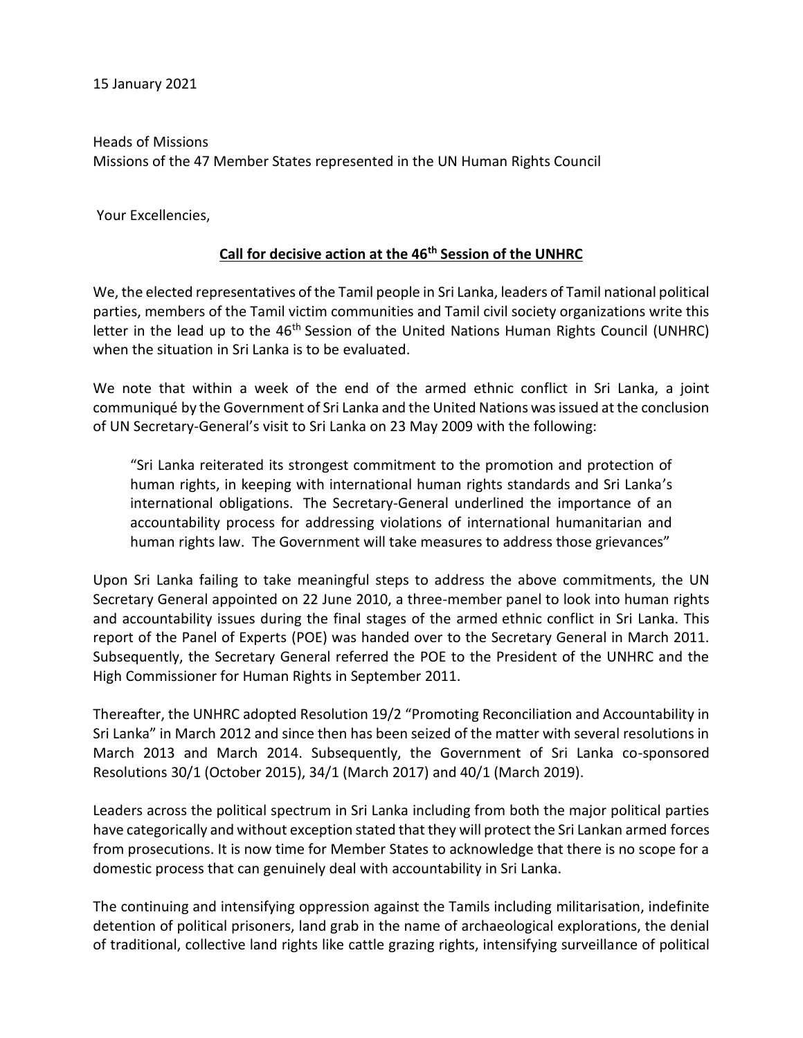15 January 2021

Heads of Missions
Missions of the 47 Member States represented in the UN Human Rights Council

Your Excellencies,

**Call for decisive action at the 46th Session of the UNHRC**

We, the elected representatives of the Tamil people in Sri Lanka, leaders of Tamil national political parties, members of the Tamil victim communities and Tamil civil society organizations write this letter in the lead up to the 46th Session of the United Nations Human Rights Council (UNHRC) when the situation in Sri Lanka is to be evaluated.

We note that within a week of the end of the armed ethnic conflict in Sri Lanka, a joint communiqué by the Government of Sri Lanka and the United Nations was issued at the conclusion of UN Secretary-General's visit to Sri Lanka on 23 May 2009 with the following:

> "Sri Lanka reiterated its strongest commitment to the promotion and protection of human rights, in keeping with international human rights standards and Sri Lanka's international obligations. The Secretary-General underlined the importance of an accountability process for addressing violations of international humanitarian and human rights law. The Government will take measures to address those grievances"

Upon Sri Lanka failing to take meaningful steps to address the above commitments, the UN Secretary General appointed on 22 June 2010, a three-member panel to look into human rights and accountability issues during the final stages of the armed ethnic conflict in Sri Lanka. This report of the Panel of Experts (POE) was handed over to the Secretary General in March 2011. Subsequently, the Secretary General referred the POE to the President of the UNHRC and the High Commissioner for Human Rights in September 2011.

Thereafter, the UNHRC adopted Resolution 19/2 "Promoting Reconciliation and Accountability in Sri Lanka" in March 2012 and since then has been seized of the matter with several resolutions in March 2013 and March 2014. Subsequently, the Government of Sri Lanka co-sponsored Resolutions 30/1 (October 2015), 34/1 (March 2017) and 40/1 (March 2019).

Leaders across the political spectrum in Sri Lanka including from both the major political parties have categorically and without exception stated that they will protect the Sri Lankan armed forces from prosecutions. It is now time for Member States to acknowledge that there is no scope for a domestic process that can genuinely deal with accountability in Sri Lanka.

The continuing and intensifying oppression against the Tamils including militarisation, indefinite detention of political prisoners, land grab in the name of archaeological explorations, the denial of traditional, collective land rights like cattle grazing rights, intensifying surveillance of political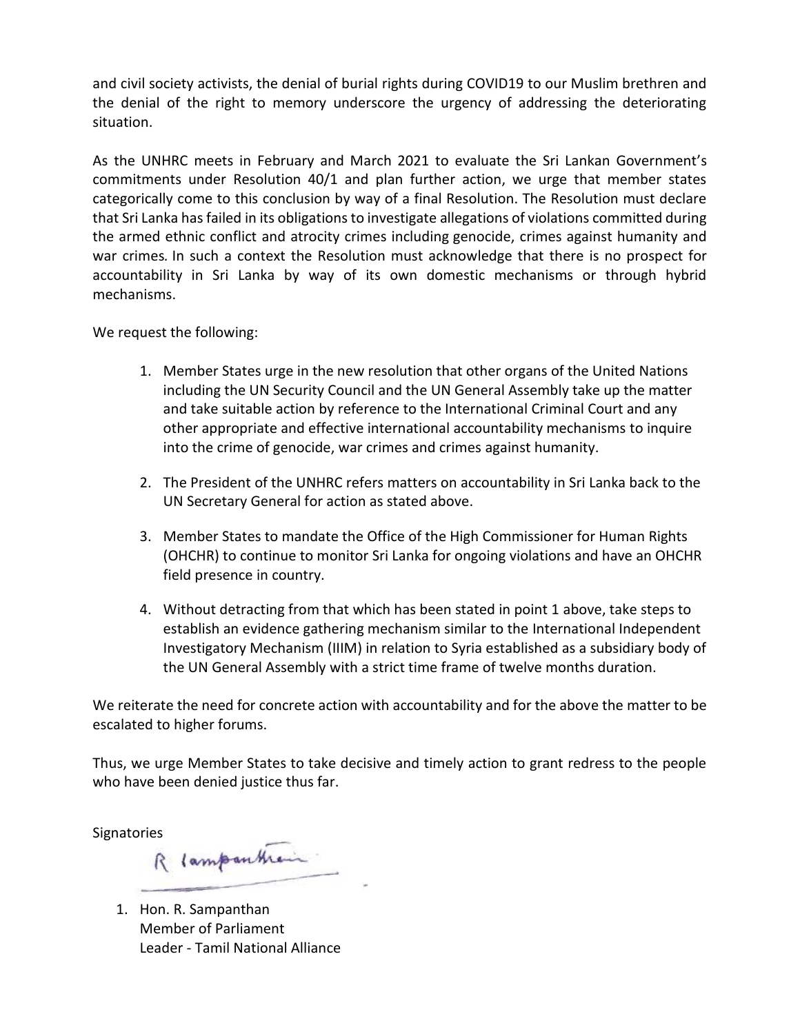and civil society activists, the denial of burial rights during COVID19 to our Muslim brethren and the denial of the right to memory underscore the urgency of addressing the deteriorating situation.

As the UNHRC meets in February and March 2021 to evaluate the Sri Lankan Government's commitments under Resolution 40/1 and plan further action, we urge that member states categorically come to this conclusion by way of a final Resolution. The Resolution must declare that Sri Lanka has failed in its obligations to investigate allegations of violations committed during the armed ethnic conflict and atrocity crimes including genocide, crimes against humanity and war crimes. In such a context the Resolution must acknowledge that there is no prospect for accountability in Sri Lanka by way of its own domestic mechanisms or through hybrid mechanisms.

We request the following:

1. Member States urge in the new resolution that other organs of the United Nations including the UN Security Council and the UN General Assembly take up the matter and take suitable action by reference to the International Criminal Court and any other appropriate and effective international accountability mechanisms to inquire into the crime of genocide, war crimes and crimes against humanity.

2. The President of the UNHRC refers matters on accountability in Sri Lanka back to the UN Secretary General for action as stated above.

3. Member States to mandate the Office of the High Commissioner for Human Rights (OHCHR) to continue to monitor Sri Lanka for ongoing violations and have an OHCHR field presence in country.

4. Without detracting from that which has been stated in point 1 above, take steps to establish an evidence gathering mechanism similar to the International Independent Investigatory Mechanism (IIIM) in relation to Syria established as a subsidiary body of the UN General Assembly with a strict time frame of twelve months duration.

We reiterate the need for concrete action with accountability and for the above the matter to be escalated to higher forums.

Thus, we urge Member States to take decisive and timely action to grant redress to the people who have been denied justice thus far.

Signatories

R Sampanthan

1. Hon. R. Sampanthan
   Member of Parliament
   Leader - Tamil National Alliance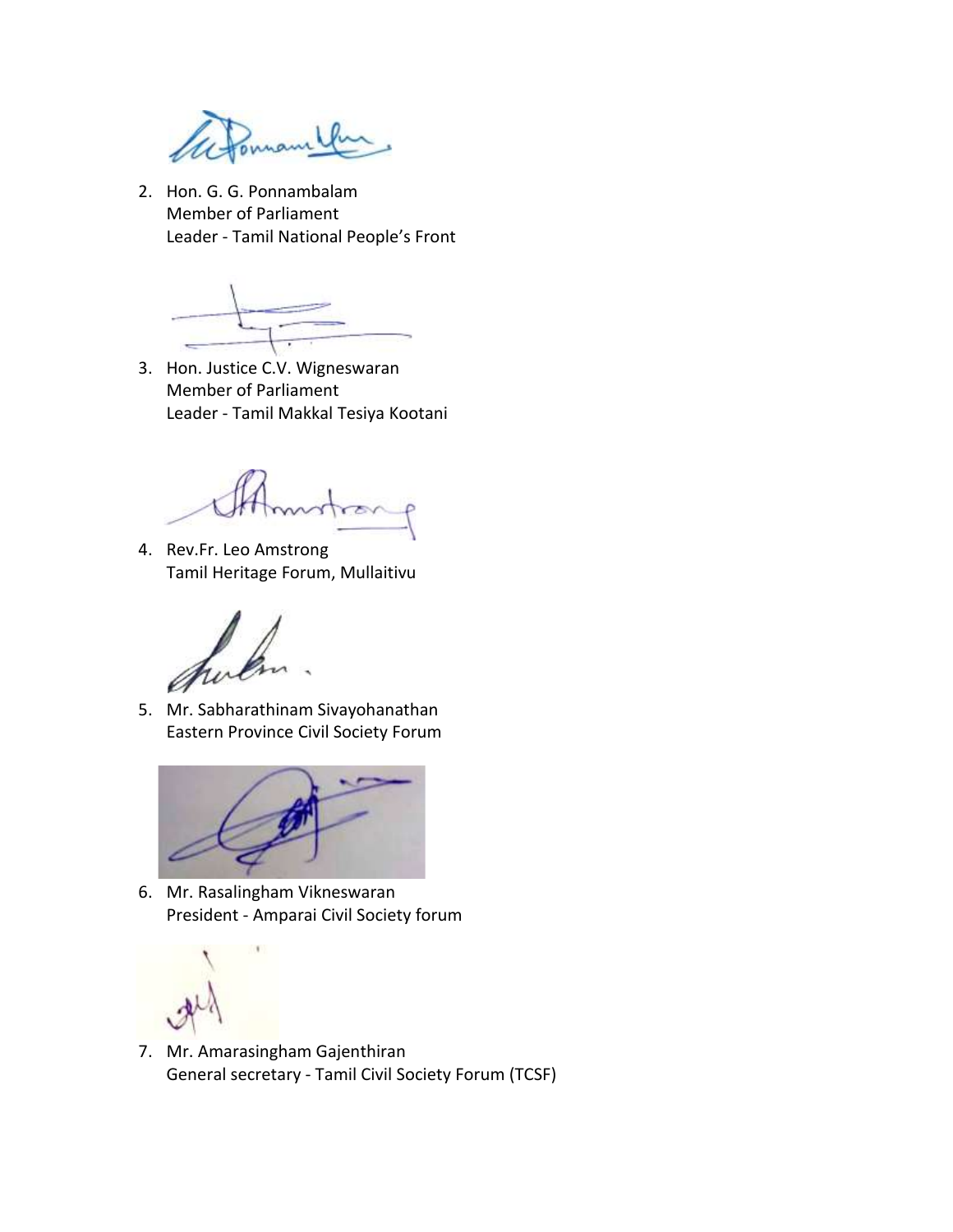2. Hon. G. G. Ponnambalam  
   Member of Parliament  
   Leader - Tamil National People's Front

3. Hon. Justice C.V. Wigneswaran  
   Member of Parliament  
   Leader - Tamil Makkal Tesiya Kootani

4. Rev.Fr. Leo Amstrong  
   Tamil Heritage Forum, Mullaitivu

5. Mr. Sabharathinam Sivayohanathan  
   Eastern Province Civil Society Forum

6. Mr. Rasalingham Vikneswaran  
   President - Amparai Civil Society forum

7. Mr. Amarasingham Gajenthiran  
   General secretary - Tamil Civil Society Forum (TCSF)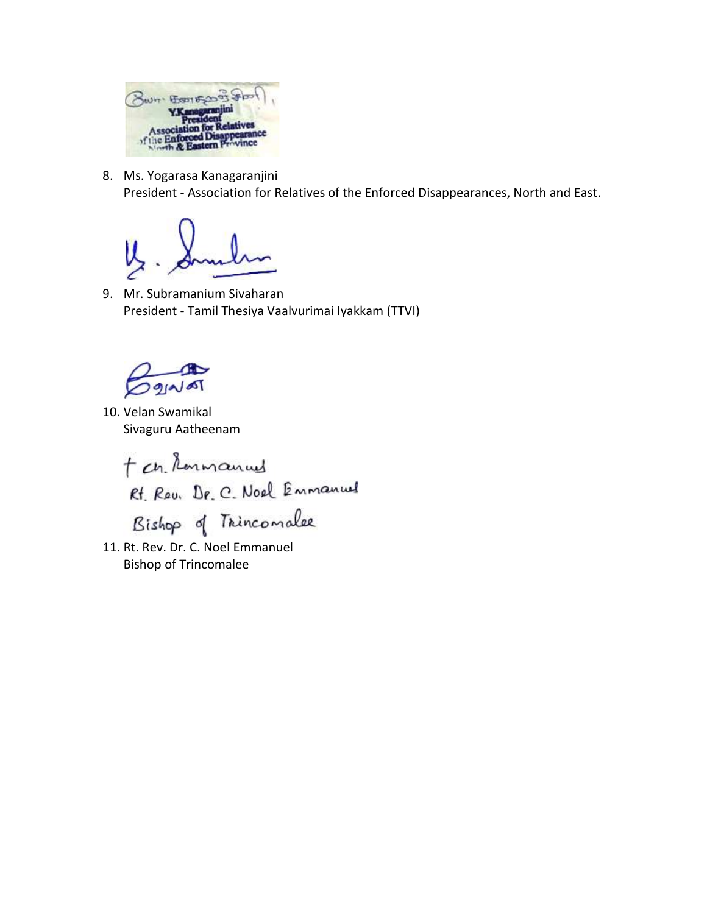8. Ms. Yogarasa Kanagaranjini
   President - Association for Relatives of the Enforced Disappearances, North and East.

9. Mr. Subramanium Sivaharan
   President - Tamil Thesiya Vaalvurimai Iyakkam (TTVI)

10. Velan Swamikal
    Sivaguru Aatheenam

11. Rt. Rev. Dr. C. Noel Emmanuel
    Bishop of Trincomalee